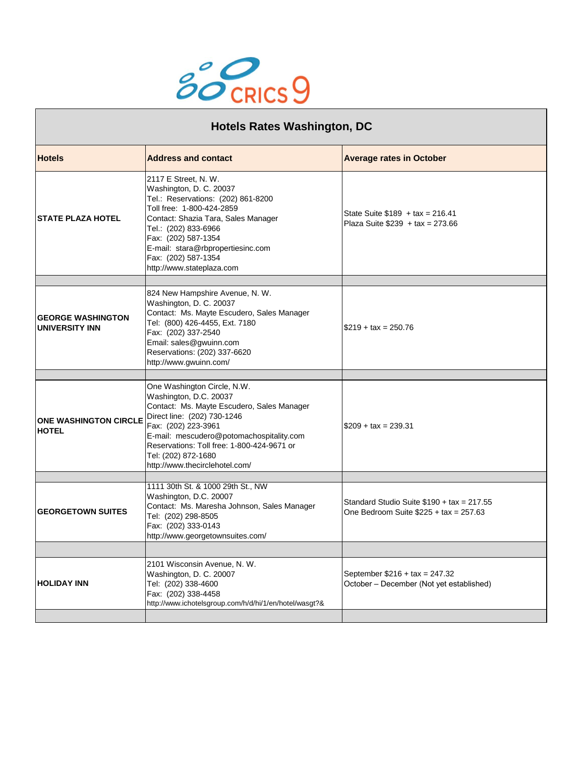CRICS 9

# Hotels Rates Washington, DC

| Hotels | Address and contact | Average rates in October |
|---|---|---|
| **STATE PLAZA HOTEL** | 2117 E Street, N. W.<br>Washington, D. C. 20037<br>Tel.: Reservations: (202) 861-8200<br>Toll free: 1-800-424-2859<br>Contact: Shazia Tara, Sales Manager<br>Tel.: (202) 833-6966<br>Fax: (202) 587-1354<br>E-mail: stara@rbpropertiesinc.com<br>Fax: (202) 587-1354<br>http://www.stateplaza.com | State Suite $189 + tax = 216.41<br>Plaza Suite $239 + tax = 273.66 |
| | | |
| **GEORGE WASHINGTON UNIVERSITY INN** | 824 New Hampshire Avenue, N. W.<br>Washington, D. C. 20037<br>Contact: Ms. Mayte Escudero, Sales Manager<br>Tel: (800) 426-4455, Ext. 7180<br>Fax: (202) 337-2540<br>Email: sales@gwuinn.com<br>Reservations: (202) 337-6620<br>http://www.gwuinn.com/ | $219 + tax = 250.76 |
| | | |
| **ONE WASHINGTON CIRCLE HOTEL** | One Washington Circle, N.W.<br>Washington, D.C. 20037<br>Contact: Ms. Mayte Escudero, Sales Manager<br>Direct line: (202) 730-1246<br>Fax: (202) 223-3961<br>E-mail: mescudero@potomachospitality.com<br>Reservations: Toll free: 1-800-424-9671 or<br>Tel: (202) 872-1680<br>http://www.thecirclehotel.com/ | $209 + tax = 239.31 |
| | | |
| **GEORGETOWN SUITES** | 1111 30th St. & 1000 29th St., NW<br>Washington, D.C. 20007<br>Contact: Ms. Maresha Johnson, Sales Manager<br>Tel: (202) 298-8505<br>Fax: (202) 333-0143<br>http://www.georgetownsuites.com/ | Standard Studio Suite $190 + tax = 217.55<br>One Bedroom Suite $225 + tax = 257.63 |
| | | |
| **HOLIDAY INN** | 2101 Wisconsin Avenue, N. W.<br>Washington, D. C. 20007<br>Tel: (202) 338-4600<br>Fax: (202) 338-4458<br>http://www.ichotelsgroup.com/h/d/hi/1/en/hotel/wasgt?& | September $216 + tax = 247.32<br>October – December (Not yet established) |
| | | |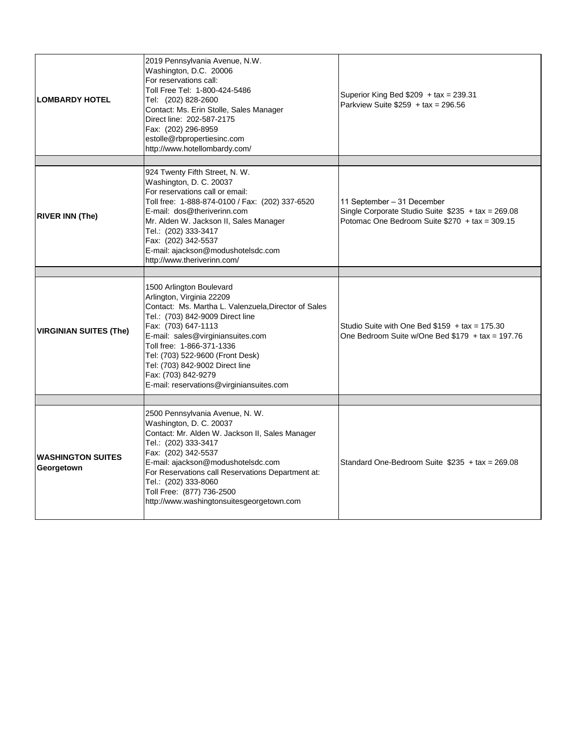| | | |
|---|---|---|
| **LOMBARDY HOTEL** | 2019 Pennsylvania Avenue, N.W.<br>Washington, D.C. 20006<br>For reservations call:<br>Toll Free Tel: 1-800-424-5486<br>Tel: (202) 828-2600<br>Contact: Ms. Erin Stolle, Sales Manager<br>Direct line: 202-587-2175<br>Fax: (202) 296-8959<br>estolle@rbpropertiesinc.com<br>http://www.hotellombardy.com/ | Superior King Bed $209 + tax = 239.31<br>Parkview Suite $259 + tax = 296.56 |
| | | |
| **RIVER INN (The)** | 924 Twenty Fifth Street, N. W.<br>Washington, D. C. 20037<br>For reservations call or email:<br>Toll free: 1-888-874-0100 / Fax: (202) 337-6520<br>E-mail: dos@theriverinn.com<br>Mr. Alden W. Jackson II, Sales Manager<br>Tel.: (202) 333-3417<br>Fax: (202) 342-5537<br>E-mail: ajackson@modushotelsdc.com<br>http://www.theriverinn.com/ | 11 September – 31 December<br>Single Corporate Studio Suite $235 + tax = 269.08<br>Potomac One Bedroom Suite $270 + tax = 309.15 |
| | | |
| **VIRGINIAN SUITES (The)** | 1500 Arlington Boulevard<br>Arlington, Virginia 22209<br>Contact: Ms. Martha L. Valenzuela,Director of Sales<br>Tel.: (703) 842-9009 Direct line<br>Fax: (703) 647-1113<br>E-mail: sales@virginiansuites.com<br>Toll free: 1-866-371-1336<br>Tel: (703) 522-9600 (Front Desk)<br>Tel: (703) 842-9002 Direct line<br>Fax: (703) 842-9279<br>E-mail: reservations@virginiansuites.com | Studio Suite with One Bed $159 + tax = 175.30<br>One Bedroom Suite w/One Bed $179 + tax = 197.76 |
| | | |
| **WASHINGTON SUITES Georgetown** | 2500 Pennsylvania Avenue, N. W.<br>Washington, D. C. 20037<br>Contact: Mr. Alden W. Jackson II, Sales Manager<br>Tel.: (202) 333-3417<br>Fax: (202) 342-5537<br>E-mail: ajackson@modushotelsdc.com<br>For Reservations call Reservations Department at:<br>Tel.: (202) 333-8060<br>Toll Free: (877) 736-2500<br>http://www.washingtonsuitesgeorgetown.com | Standard One-Bedroom Suite $235 + tax = 269.08 |